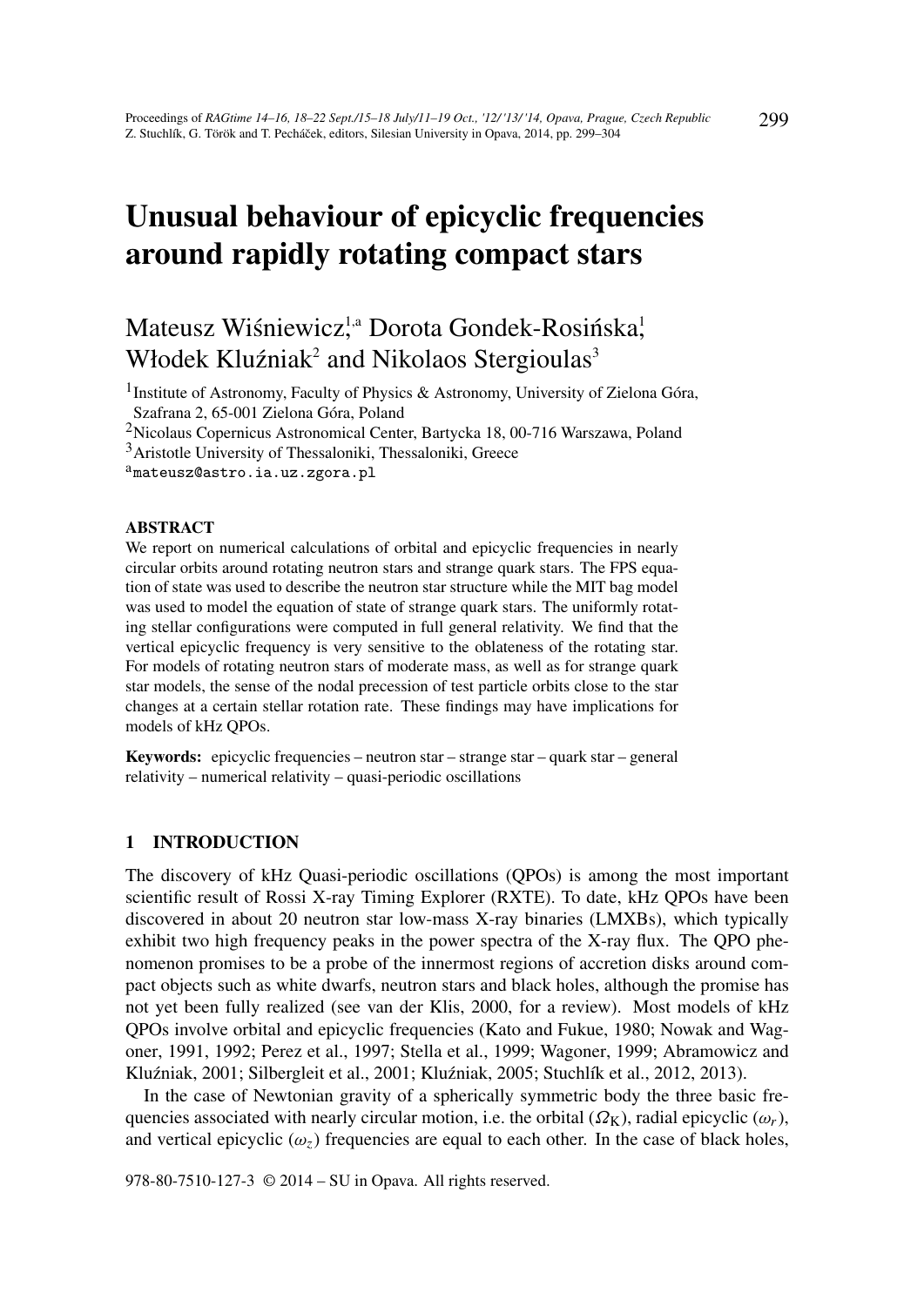# Unusual behaviour of epicyclic frequencies around rapidly rotating compact stars

Mateusz Wiśniewicz[1,a] Dorota Gondek-Rosińska[1], Włodek Kluźniak[2] and Nikolaos Stergioulas[3]

[1]Institute of Astronomy, Faculty of Physics & Astronomy, University of Zielona Góra, Szafrana 2, 65-001 Zielona Góra, Poland

[2]Nicolaus Copernicus Astronomical Center, Bartycka 18, 00-716 Warszawa, Poland

[3]Aristotle University of Thessaloniki, Thessaloniki, Greece

[a]mateusz@astro.ia.uz.zgora.pl

### ABSTRACT

We report on numerical calculations of orbital and epicyclic frequencies in nearly circular orbits around rotating neutron stars and strange quark stars. The FPS equation of state was used to describe the neutron star structure while the MIT bag model was used to model the equation of state of strange quark stars. The uniformly rotating stellar configurations were computed in full general relativity. We find that the vertical epicyclic frequency is very sensitive to the oblateness of the rotating star. For models of rotating neutron stars of moderate mass, as well as for strange quark star models, the sense of the nodal precession of test particle orbits close to the star changes at a certain stellar rotation rate. These findings may have implications for models of kHz QPOs.

**Keywords:** epicyclic frequencies – neutron star – strange star – quark star – general relativity – numerical relativity – quasi-periodic oscillations

## 1 INTRODUCTION

The discovery of kHz Quasi-periodic oscillations (QPOs) is among the most important scientific result of Rossi X-ray Timing Explorer (RXTE). To date, kHz QPOs have been discovered in about 20 neutron star low-mass X-ray binaries (LMXBs), which typically exhibit two high frequency peaks in the power spectra of the X-ray flux. The QPO phenomenon promises to be a probe of the innermost regions of accretion disks around compact objects such as white dwarfs, neutron stars and black holes, although the promise has not yet been fully realized (see van der Klis, 2000, for a review). Most models of kHz QPOs involve orbital and epicyclic frequencies (Kato and Fukue, 1980; Nowak and Wagoner, 1991, 1992; Perez et al., 1997; Stella et al., 1999; Wagoner, 1999; Abramowicz and Kluźniak, 2001; Silbergleit et al., 2001; Kluźniak, 2005; Stuchlík et al., 2012, 2013).

In the case of Newtonian gravity of a spherically symmetric body the three basic frequencies associated with nearly circular motion, i.e. the orbital ($\Omega_{\rm K}$), radial epicyclic ($\omega_r$), and vertical epicyclic ($\omega_z$) frequencies are equal to each other. In the case of black holes,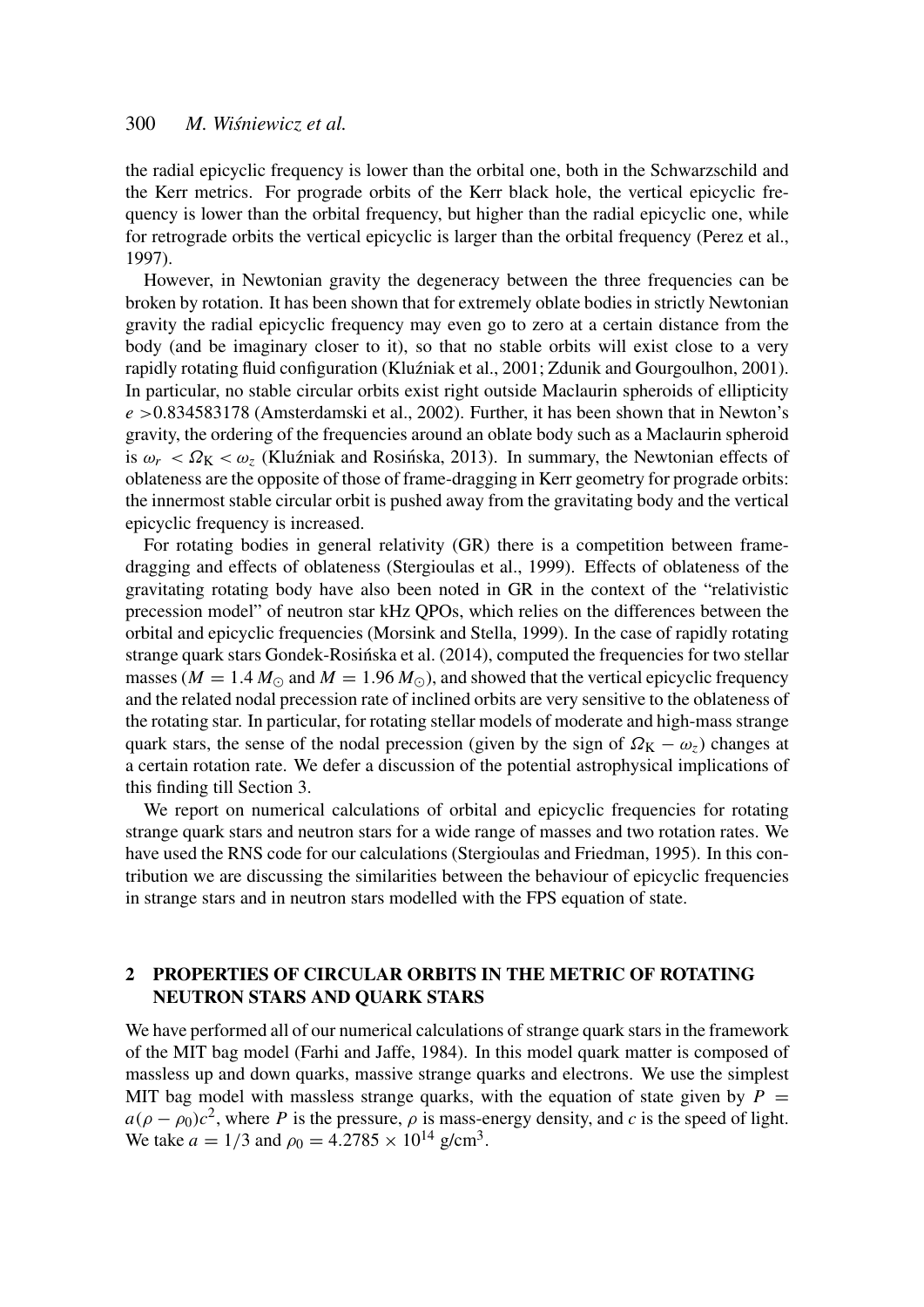the radial epicyclic frequency is lower than the orbital one, both in the Schwarzschild and the Kerr metrics. For prograde orbits of the Kerr black hole, the vertical epicyclic frequency is lower than the orbital frequency, but higher than the radial epicyclic one, while for retrograde orbits the vertical epicyclic is larger than the orbital frequency (Perez et al., 1997).

However, in Newtonian gravity the degeneracy between the three frequencies can be broken by rotation. It has been shown that for extremely oblate bodies in strictly Newtonian gravity the radial epicyclic frequency may even go to zero at a certain distance from the body (and be imaginary closer to it), so that no stable orbits will exist close to a very rapidly rotating fluid configuration (Kluźniak et al., 2001; Zdunik and Gourgoulhon, 2001). In particular, no stable circular orbits exist right outside Maclaurin spheroids of ellipticity $e > 0.834583178$ (Amsterdamski et al., 2002). Further, it has been shown that in Newton's gravity, the ordering of the frequencies around an oblate body such as a Maclaurin spheroid is $\omega_r < \Omega_{\mathrm{K}} < \omega_z$ (Kluźniak and Rosińska, 2013). In summary, the Newtonian effects of oblateness are the opposite of those of frame-dragging in Kerr geometry for prograde orbits: the innermost stable circular orbit is pushed away from the gravitating body and the vertical epicyclic frequency is increased.

For rotating bodies in general relativity (GR) there is a competition between frame-dragging and effects of oblateness (Stergioulas et al., 1999). Effects of oblateness of the gravitating rotating body have also been noted in GR in the context of the "relativistic precession model" of neutron star kHz QPOs, which relies on the differences between the orbital and epicyclic frequencies (Morsink and Stella, 1999). In the case of rapidly rotating strange quark stars Gondek-Rosińska et al. (2014), computed the frequencies for two stellar masses ($M = 1.4\,M_{\odot}$ and $M = 1.96\,M_{\odot}$), and showed that the vertical epicyclic frequency and the related nodal precession rate of inclined orbits are very sensitive to the oblateness of the rotating star. In particular, for rotating stellar models of moderate and high-mass strange quark stars, the sense of the nodal precession (given by the sign of $\Omega_{\mathrm{K}} - \omega_z$) changes at a certain rotation rate. We defer a discussion of the potential astrophysical implications of this finding till Section 3.

We report on numerical calculations of orbital and epicyclic frequencies for rotating strange quark stars and neutron stars for a wide range of masses and two rotation rates. We have used the RNS code for our calculations (Stergioulas and Friedman, 1995). In this contribution we are discussing the similarities between the behaviour of epicyclic frequencies in strange stars and in neutron stars modelled with the FPS equation of state.

## 2 PROPERTIES OF CIRCULAR ORBITS IN THE METRIC OF ROTATING NEUTRON STARS AND QUARK STARS

We have performed all of our numerical calculations of strange quark stars in the framework of the MIT bag model (Farhi and Jaffe, 1984). In this model quark matter is composed of massless up and down quarks, massive strange quarks and electrons. We use the simplest MIT bag model with massless strange quarks, with the equation of state given by $P = a(\rho - \rho_0)c^2$, where $P$ is the pressure, $\rho$ is mass-energy density, and $c$ is the speed of light. We take $a = 1/3$ and $\rho_0 = 4.2785 \times 10^{14}$ g/cm$^3$.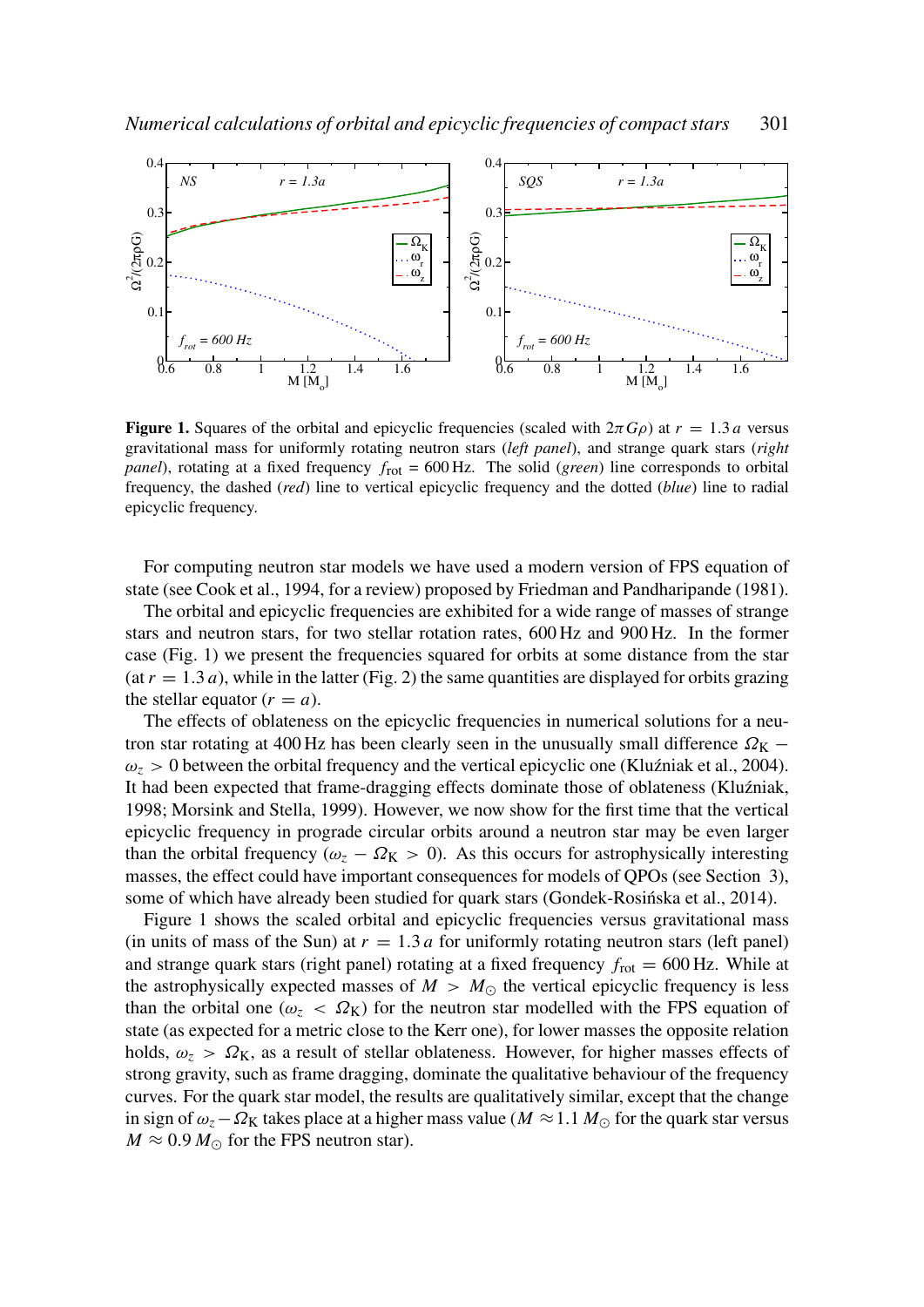**Figure 1.** Squares of the orbital and epicyclic frequencies (scaled with $2\pi G\rho$) at $r = 1.3\,a$ versus gravitational mass for uniformly rotating neutron stars (*left panel*), and strange quark stars (*right panel*), rotating at a fixed frequency $f_{\rm rot} = 600\,$Hz. The solid (*green*) line corresponds to orbital frequency, the dashed (*red*) line to vertical epicyclic frequency and the dotted (*blue*) line to radial epicyclic frequency.

For computing neutron star models we have used a modern version of FPS equation of state (see Cook et al., 1994, for a review) proposed by Friedman and Pandharipande (1981).

The orbital and epicyclic frequencies are exhibited for a wide range of masses of strange stars and neutron stars, for two stellar rotation rates, 600 Hz and 900 Hz. In the former case (Fig. 1) we present the frequencies squared for orbits at some distance from the star (at $r = 1.3\,a$), while in the latter (Fig. 2) the same quantities are displayed for orbits grazing the stellar equator ($r = a$).

The effects of oblateness on the epicyclic frequencies in numerical solutions for a neutron star rotating at 400 Hz has been clearly seen in the unusually small difference $\Omega_{\rm K} - \omega_z > 0$ between the orbital frequency and the vertical epicyclic one (Kluźniak et al., 2004). It had been expected that frame-dragging effects dominate those of oblateness (Kluźniak, 1998; Morsink and Stella, 1999). However, we now show for the first time that the vertical epicyclic frequency in prograde circular orbits around a neutron star may be even larger than the orbital frequency ($\omega_z - \Omega_{\rm K} > 0$). As this occurs for astrophysically interesting masses, the effect could have important consequences for models of QPOs (see Section 3), some of which have already been studied for quark stars (Gondek-Rosińska et al., 2014).

Figure 1 shows the scaled orbital and epicyclic frequencies versus gravitational mass (in units of mass of the Sun) at $r = 1.3\,a$ for uniformly rotating neutron stars (left panel) and strange quark stars (right panel) rotating at a fixed frequency $f_{\rm rot} = 600\,$Hz. While at the astrophysically expected masses of $M > M_\odot$ the vertical epicyclic frequency is less than the orbital one ($\omega_z < \Omega_{\rm K}$) for the neutron star modelled with the FPS equation of state (as expected for a metric close to the Kerr one), for lower masses the opposite relation holds, $\omega_z > \Omega_{\rm K}$, as a result of stellar oblateness. However, for higher masses effects of strong gravity, such as frame dragging, dominate the qualitative behaviour of the frequency curves. For the quark star model, the results are qualitatively similar, except that the change in sign of $\omega_z - \Omega_{\rm K}$ takes place at a higher mass value ($M \approx 1.1\,M_\odot$ for the quark star versus $M \approx 0.9\,M_\odot$ for the FPS neutron star).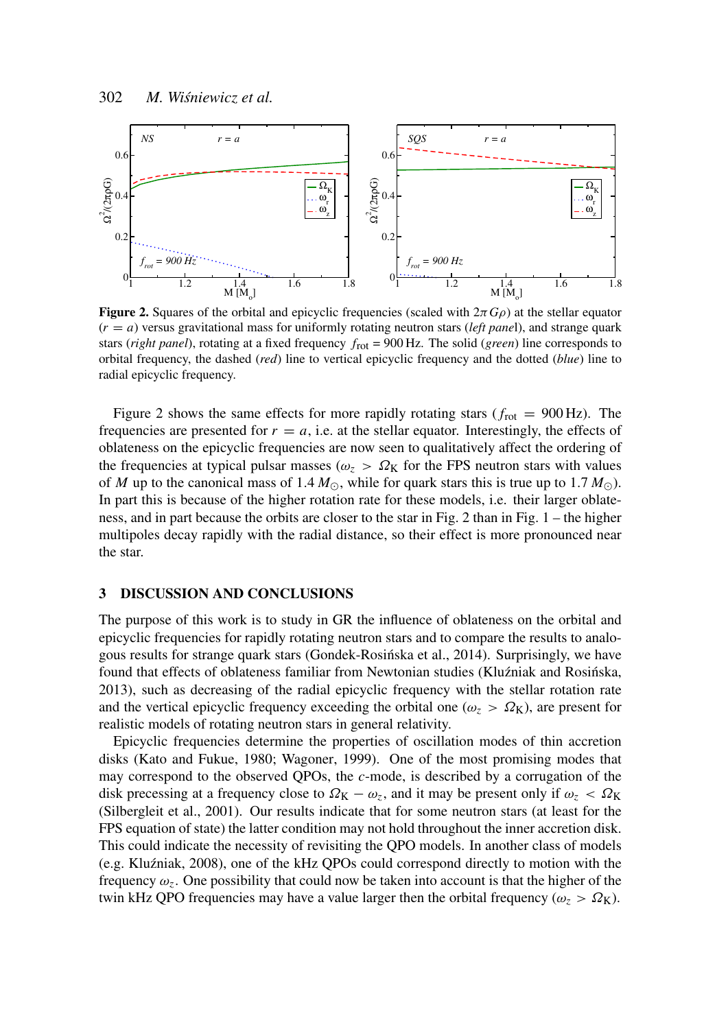**Figure 2.** Squares of the orbital and epicyclic frequencies (scaled with $2\pi G\rho$) at the stellar equator ($r = a$) versus gravitational mass for uniformly rotating neutron stars (*left panel*), and strange quark stars (*right panel*), rotating at a fixed frequency $f_{\rm rot} = 900$ Hz. The solid (*green*) line corresponds to orbital frequency, the dashed (*red*) line to vertical epicyclic frequency and the dotted (*blue*) line to radial epicyclic frequency.

Figure 2 shows the same effects for more rapidly rotating stars ($f_{\rm rot} = 900$ Hz). The frequencies are presented for $r = a$, i.e. at the stellar equator. Interestingly, the effects of oblateness on the epicyclic frequencies are now seen to qualitatively affect the ordering of the frequencies at typical pulsar masses ($\omega_z > \Omega_{\rm K}$ for the FPS neutron stars with values of $M$ up to the canonical mass of $1.4\,M_\odot$, while for quark stars this is true up to $1.7\,M_\odot$). In part this is because of the higher rotation rate for these models, i.e. their larger oblateness, and in part because the orbits are closer to the star in Fig. 2 than in Fig. 1 – the higher multipoles decay rapidly with the radial distance, so their effect is more pronounced near the star.

## 3 DISCUSSION AND CONCLUSIONS

The purpose of this work is to study in GR the influence of oblateness on the orbital and epicyclic frequencies for rapidly rotating neutron stars and to compare the results to analogous results for strange quark stars (Gondek-Rosińska et al., 2014). Surprisingly, we have found that effects of oblateness familiar from Newtonian studies (Kluźniak and Rosińska, 2013), such as decreasing of the radial epicyclic frequency with the stellar rotation rate and the vertical epicyclic frequency exceeding the orbital one ($\omega_z > \Omega_{\rm K}$), are present for realistic models of rotating neutron stars in general relativity.

Epicyclic frequencies determine the properties of oscillation modes of thin accretion disks (Kato and Fukue, 1980; Wagoner, 1999). One of the most promising modes that may correspond to the observed QPOs, the *c*-mode, is described by a corrugation of the disk precessing at a frequency close to $\Omega_{\rm K} - \omega_z$, and it may be present only if $\omega_z < \Omega_{\rm K}$ (Silbergleit et al., 2001). Our results indicate that for some neutron stars (at least for the FPS equation of state) the latter condition may not hold throughout the inner accretion disk. This could indicate the necessity of revisiting the QPO models. In another class of models (e.g. Kluźniak, 2008), one of the kHz QPOs could correspond directly to motion with the frequency $\omega_z$. One possibility that could now be taken into account is that the higher of the twin kHz QPO frequencies may have a value larger then the orbital frequency ($\omega_z > \Omega_{\rm K}$).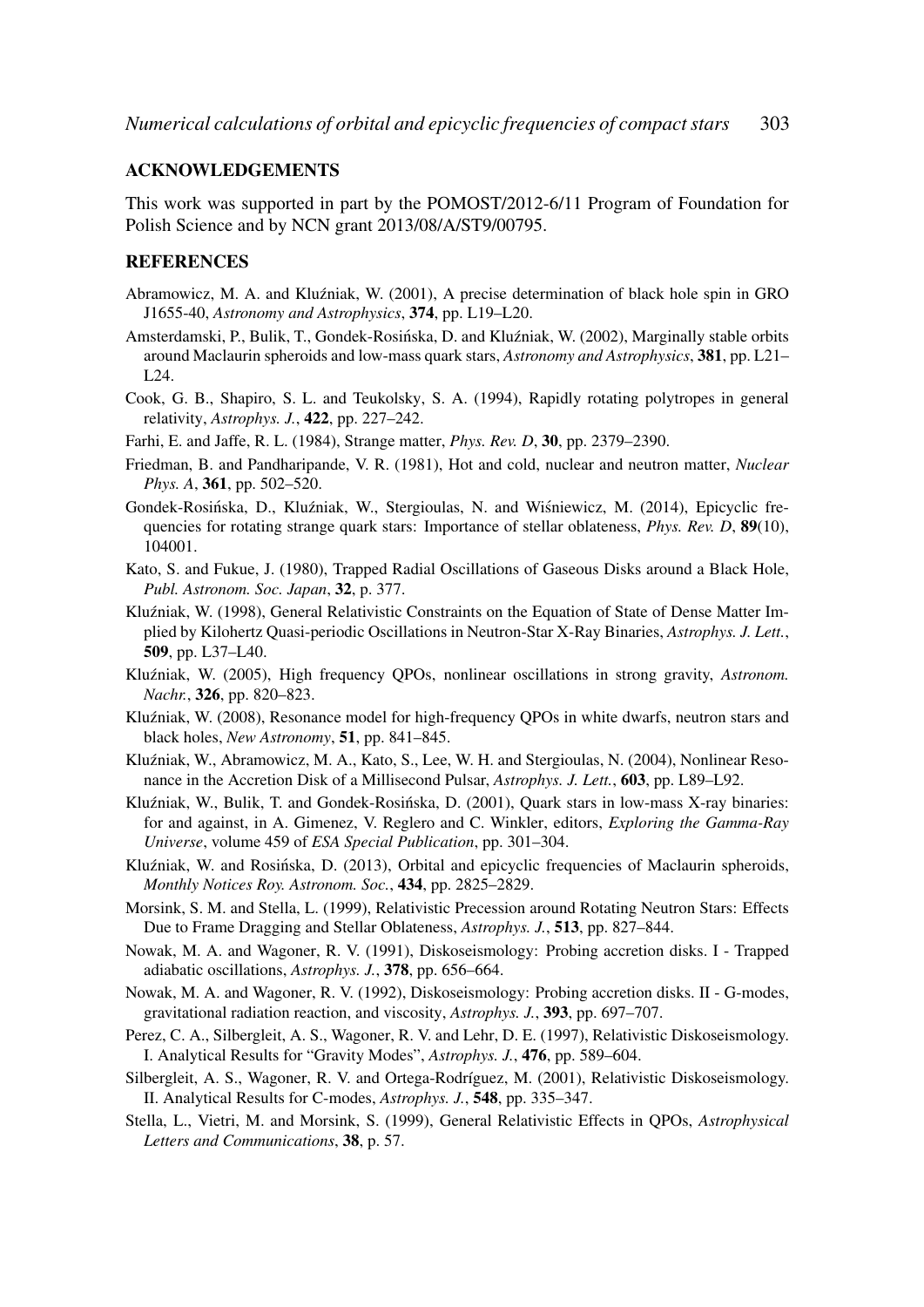## ACKNOWLEDGEMENTS

This work was supported in part by the POMOST/2012-6/11 Program of Foundation for Polish Science and by NCN grant 2013/08/A/ST9/00795.

## REFERENCES

Abramowicz, M. A. and Kluźniak, W. (2001), A precise determination of black hole spin in GRO J1655-40, *Astronomy and Astrophysics*, **374**, pp. L19–L20.

Amsterdamski, P., Bulik, T., Gondek-Rosińska, D. and Kluźniak, W. (2002), Marginally stable orbits around Maclaurin spheroids and low-mass quark stars, *Astronomy and Astrophysics*, **381**, pp. L21–L24.

Cook, G. B., Shapiro, S. L. and Teukolsky, S. A. (1994), Rapidly rotating polytropes in general relativity, *Astrophys. J.*, **422**, pp. 227–242.

Farhi, E. and Jaffe, R. L. (1984), Strange matter, *Phys. Rev. D*, **30**, pp. 2379–2390.

Friedman, B. and Pandharipande, V. R. (1981), Hot and cold, nuclear and neutron matter, *Nuclear Phys. A*, **361**, pp. 502–520.

Gondek-Rosińska, D., Kluźniak, W., Stergioulas, N. and Wiśniewicz, M. (2014), Epicyclic frequencies for rotating strange quark stars: Importance of stellar oblateness, *Phys. Rev. D*, **89**(10), 104001.

Kato, S. and Fukue, J. (1980), Trapped Radial Oscillations of Gaseous Disks around a Black Hole, *Publ. Astronom. Soc. Japan*, **32**, p. 377.

Kluźniak, W. (1998), General Relativistic Constraints on the Equation of State of Dense Matter Implied by Kilohertz Quasi-periodic Oscillations in Neutron-Star X-Ray Binaries, *Astrophys. J. Lett.*, **509**, pp. L37–L40.

Kluźniak, W. (2005), High frequency QPOs, nonlinear oscillations in strong gravity, *Astronom. Nachr.*, **326**, pp. 820–823.

Kluźniak, W. (2008), Resonance model for high-frequency QPOs in white dwarfs, neutron stars and black holes, *New Astronomy*, **51**, pp. 841–845.

Kluźniak, W., Abramowicz, M. A., Kato, S., Lee, W. H. and Stergioulas, N. (2004), Nonlinear Resonance in the Accretion Disk of a Millisecond Pulsar, *Astrophys. J. Lett.*, **603**, pp. L89–L92.

Kluźniak, W., Bulik, T. and Gondek-Rosińska, D. (2001), Quark stars in low-mass X-ray binaries: for and against, in A. Gimenez, V. Reglero and C. Winkler, editors, *Exploring the Gamma-Ray Universe*, volume 459 of *ESA Special Publication*, pp. 301–304.

Kluźniak, W. and Rosińska, D. (2013), Orbital and epicyclic frequencies of Maclaurin spheroids, *Monthly Notices Roy. Astronom. Soc.*, **434**, pp. 2825–2829.

Morsink, S. M. and Stella, L. (1999), Relativistic Precession around Rotating Neutron Stars: Effects Due to Frame Dragging and Stellar Oblateness, *Astrophys. J.*, **513**, pp. 827–844.

Nowak, M. A. and Wagoner, R. V. (1991), Diskoseismology: Probing accretion disks. I - Trapped adiabatic oscillations, *Astrophys. J.*, **378**, pp. 656–664.

Nowak, M. A. and Wagoner, R. V. (1992), Diskoseismology: Probing accretion disks. II - G-modes, gravitational radiation reaction, and viscosity, *Astrophys. J.*, **393**, pp. 697–707.

Perez, C. A., Silbergleit, A. S., Wagoner, R. V. and Lehr, D. E. (1997), Relativistic Diskoseismology. I. Analytical Results for "Gravity Modes", *Astrophys. J.*, **476**, pp. 589–604.

Silbergleit, A. S., Wagoner, R. V. and Ortega-Rodríguez, M. (2001), Relativistic Diskoseismology. II. Analytical Results for C-modes, *Astrophys. J.*, **548**, pp. 335–347.

Stella, L., Vietri, M. and Morsink, S. (1999), General Relativistic Effects in QPOs, *Astrophysical Letters and Communications*, **38**, p. 57.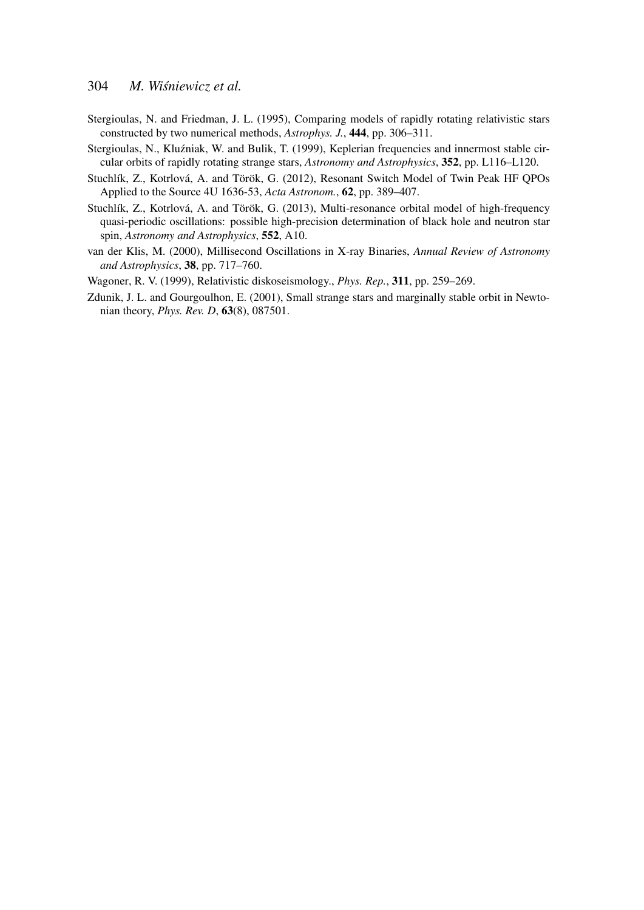Stergioulas, N. and Friedman, J. L. (1995), Comparing models of rapidly rotating relativistic stars constructed by two numerical methods, *Astrophys. J.*, **444**, pp. 306–311.

Stergioulas, N., Kluźniak, W. and Bulik, T. (1999), Keplerian frequencies and innermost stable circular orbits of rapidly rotating strange stars, *Astronomy and Astrophysics*, **352**, pp. L116–L120.

Stuchlík, Z., Kotrlová, A. and Török, G. (2012), Resonant Switch Model of Twin Peak HF QPOs Applied to the Source 4U 1636-53, *Acta Astronom.*, **62**, pp. 389–407.

Stuchlík, Z., Kotrlová, A. and Török, G. (2013), Multi-resonance orbital model of high-frequency quasi-periodic oscillations: possible high-precision determination of black hole and neutron star spin, *Astronomy and Astrophysics*, **552**, A10.

van der Klis, M. (2000), Millisecond Oscillations in X-ray Binaries, *Annual Review of Astronomy and Astrophysics*, **38**, pp. 717–760.

Wagoner, R. V. (1999), Relativistic diskoseismology., *Phys. Rep.*, **311**, pp. 259–269.

Zdunik, J. L. and Gourgoulhon, E. (2001), Small strange stars and marginally stable orbit in Newtonian theory, *Phys. Rev. D*, **63**(8), 087501.